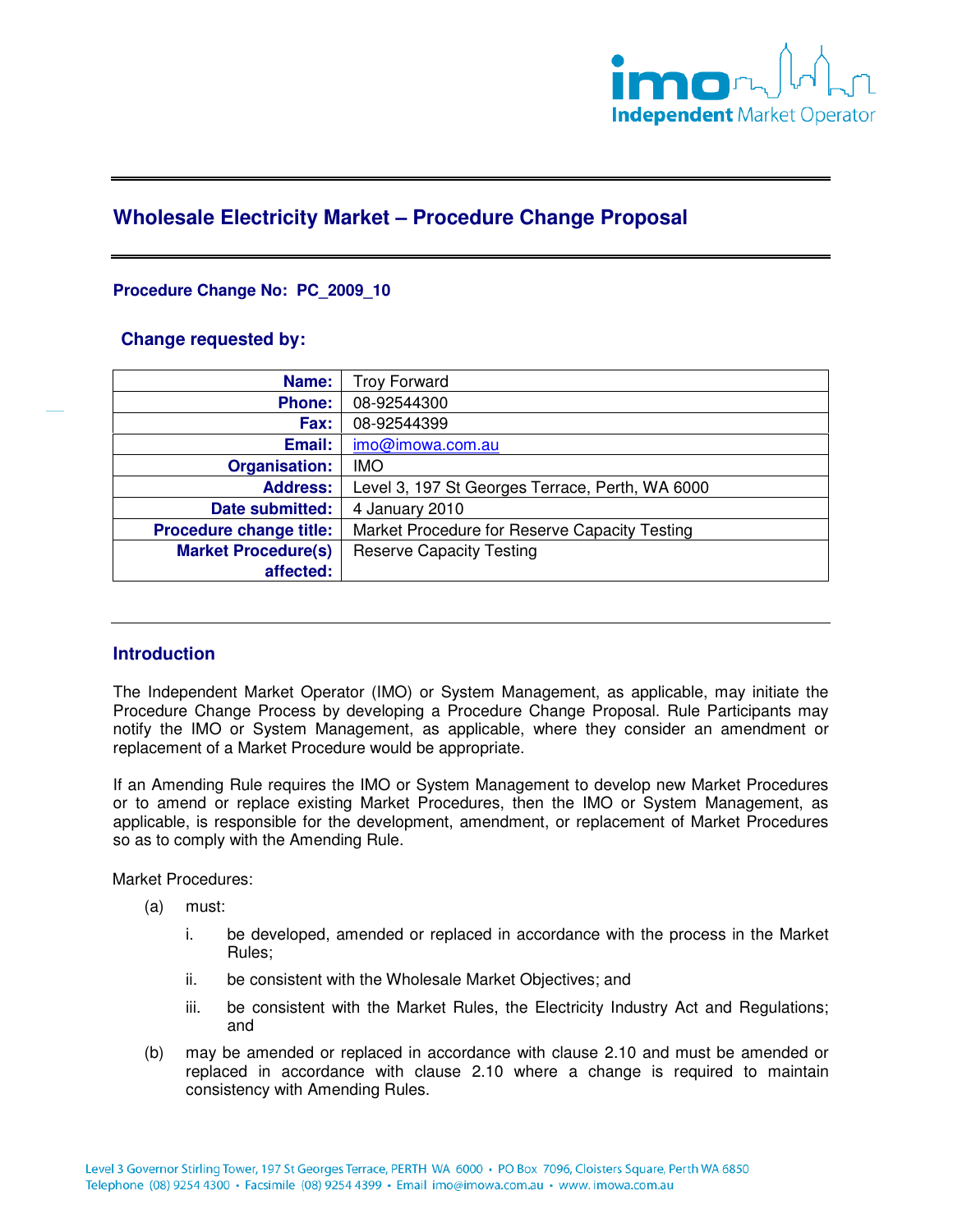# Wholesale Electricity Market – Procedure Change Proposal

**Procedure Change No: PC_2009_10**

## Change requested by:

| | |
|---:|---|
| **Name:** | Troy Forward |
| **Phone:** | 08-92544300 |
| **Fax:** | 08-92544399 |
| **Email:** | imo@imowa.com.au |
| **Organisation:** | IMO |
| **Address:** | Level 3, 197 St Georges Terrace, Perth, WA 6000 |
| **Date submitted:** | 4 January 2010 |
| **Procedure change title:** | Market Procedure for Reserve Capacity Testing |
| **Market Procedure(s) affected:** | Reserve Capacity Testing |

## Introduction

The Independent Market Operator (IMO) or System Management, as applicable, may initiate the Procedure Change Process by developing a Procedure Change Proposal. Rule Participants may notify the IMO or System Management, as applicable, where they consider an amendment or replacement of a Market Procedure would be appropriate.

If an Amending Rule requires the IMO or System Management to develop new Market Procedures or to amend or replace existing Market Procedures, then the IMO or System Management, as applicable, is responsible for the development, amendment, or replacement of Market Procedures so as to comply with the Amending Rule.

Market Procedures:

(a) must:

  i. be developed, amended or replaced in accordance with the process in the Market Rules;

  ii. be consistent with the Wholesale Market Objectives; and

  iii. be consistent with the Market Rules, the Electricity Industry Act and Regulations; and

(b) may be amended or replaced in accordance with clause 2.10 and must be amended or replaced in accordance with clause 2.10 where a change is required to maintain consistency with Amending Rules.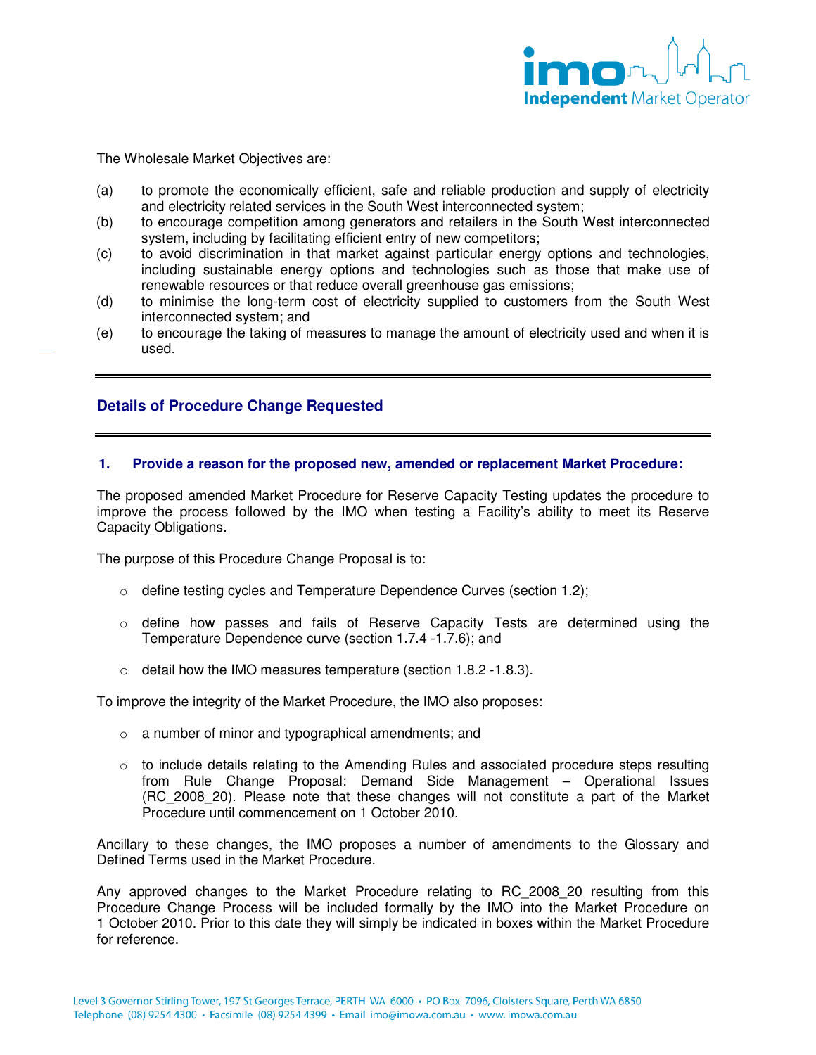The Wholesale Market Objectives are:

(a) to promote the economically efficient, safe and reliable production and supply of electricity and electricity related services in the South West interconnected system;
(b) to encourage competition among generators and retailers in the South West interconnected system, including by facilitating efficient entry of new competitors;
(c) to avoid discrimination in that market against particular energy options and technologies, including sustainable energy options and technologies such as those that make use of renewable resources or that reduce overall greenhouse gas emissions;
(d) to minimise the long-term cost of electricity supplied to customers from the South West interconnected system; and
(e) to encourage the taking of measures to manage the amount of electricity used and when it is used.

## Details of Procedure Change Requested

### 1. Provide a reason for the proposed new, amended or replacement Market Procedure:

The proposed amended Market Procedure for Reserve Capacity Testing updates the procedure to improve the process followed by the IMO when testing a Facility's ability to meet its Reserve Capacity Obligations.

The purpose of this Procedure Change Proposal is to:

- define testing cycles and Temperature Dependence Curves (section 1.2);
- define how passes and fails of Reserve Capacity Tests are determined using the Temperature Dependence curve (section 1.7.4 -1.7.6); and
- detail how the IMO measures temperature (section 1.8.2 -1.8.3).

To improve the integrity of the Market Procedure, the IMO also proposes:

- a number of minor and typographical amendments; and
- to include details relating to the Amending Rules and associated procedure steps resulting from Rule Change Proposal: Demand Side Management – Operational Issues (RC_2008_20). Please note that these changes will not constitute a part of the Market Procedure until commencement on 1 October 2010.

Ancillary to these changes, the IMO proposes a number of amendments to the Glossary and Defined Terms used in the Market Procedure.

Any approved changes to the Market Procedure relating to RC_2008_20 resulting from this Procedure Change Process will be included formally by the IMO into the Market Procedure on 1 October 2010. Prior to this date they will simply be indicated in boxes within the Market Procedure for reference.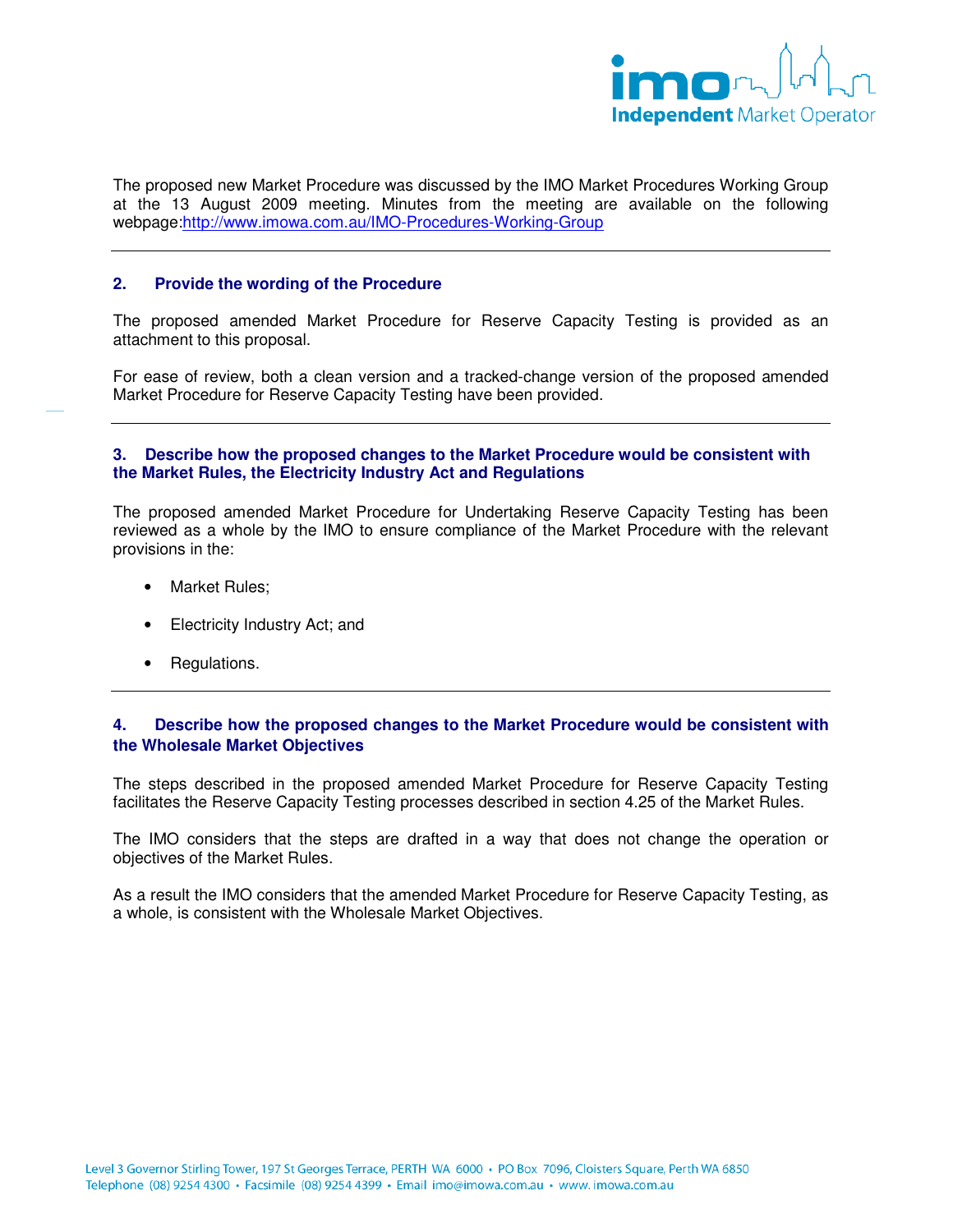The proposed new Market Procedure was discussed by the IMO Market Procedures Working Group at the 13 August 2009 meeting. Minutes from the meeting are available on the following webpage:[http://www.imowa.com.au/IMO-Procedures-Working-Group](http://www.imowa.com.au/IMO-Procedures-Working-Group)

---

### 2. Provide the wording of the Procedure

The proposed amended Market Procedure for Reserve Capacity Testing is provided as an attachment to this proposal.

For ease of review, both a clean version and a tracked-change version of the proposed amended Market Procedure for Reserve Capacity Testing have been provided.

---

### 3. Describe how the proposed changes to the Market Procedure would be consistent with the Market Rules, the Electricity Industry Act and Regulations

The proposed amended Market Procedure for Undertaking Reserve Capacity Testing has been reviewed as a whole by the IMO to ensure compliance of the Market Procedure with the relevant provisions in the:

- Market Rules;
- Electricity Industry Act; and
- Regulations.

---

### 4. Describe how the proposed changes to the Market Procedure would be consistent with the Wholesale Market Objectives

The steps described in the proposed amended Market Procedure for Reserve Capacity Testing facilitates the Reserve Capacity Testing processes described in section 4.25 of the Market Rules.

The IMO considers that the steps are drafted in a way that does not change the operation or objectives of the Market Rules.

As a result the IMO considers that the amended Market Procedure for Reserve Capacity Testing, as a whole, is consistent with the Wholesale Market Objectives.